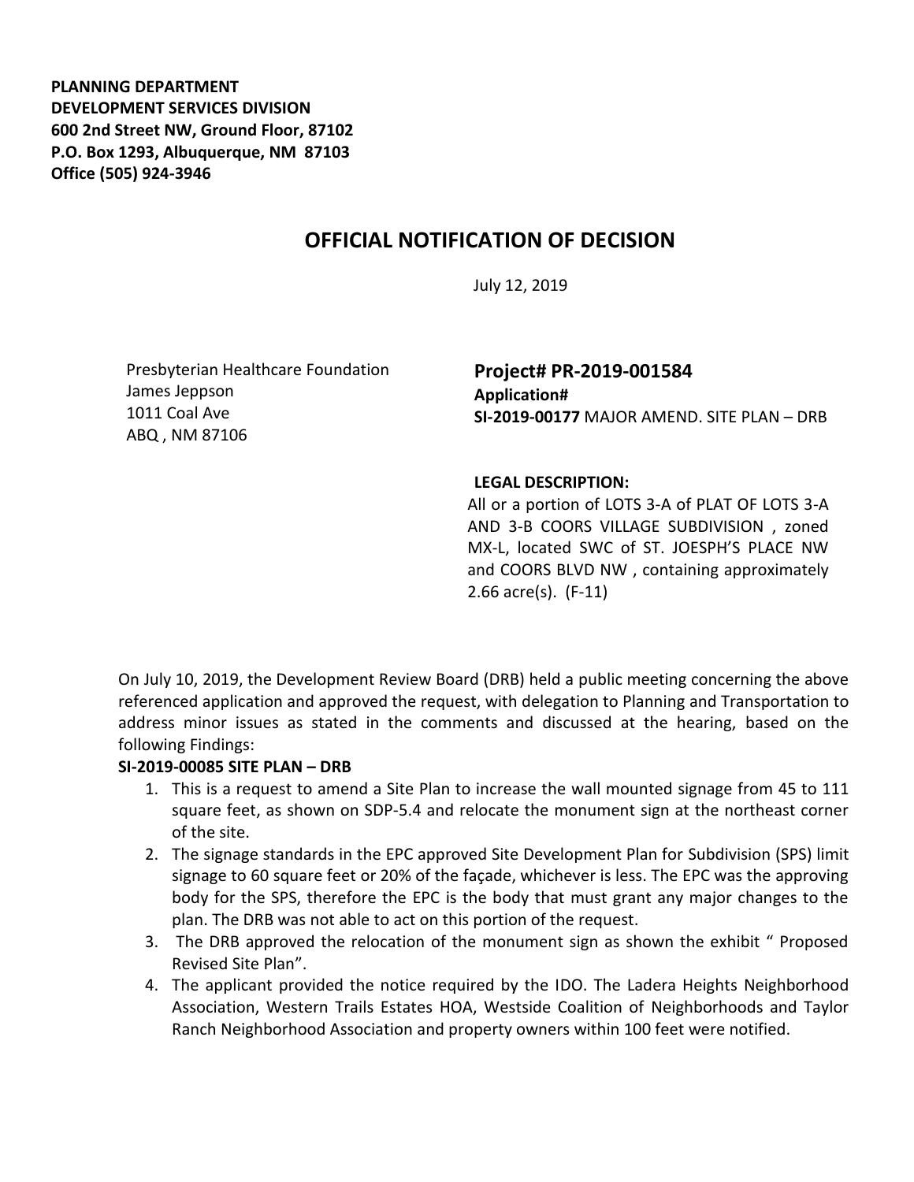**PLANNING DEPARTMENT**
**DEVELOPMENT SERVICES DIVISION**
**600 2nd Street NW, Ground Floor, 87102**
**P.O. Box 1293, Albuquerque, NM 87103**
**Office (505) 924-3946**

# OFFICIAL NOTIFICATION OF DECISION

July 12, 2019

Presbyterian Healthcare Foundation
James Jeppson
1011 Coal Ave
ABQ , NM 87106

**Project# PR-2019-001584**
**Application#**
**SI-2019-00177** MAJOR AMEND. SITE PLAN – DRB

**LEGAL DESCRIPTION:**
All or a portion of LOTS 3-A of PLAT OF LOTS 3-A AND 3-B COORS VILLAGE SUBDIVISION , zoned MX-L, located SWC of ST. JOESPH'S PLACE NW and COORS BLVD NW , containing approximately 2.66 acre(s). (F-11)

On July 10, 2019, the Development Review Board (DRB) held a public meeting concerning the above referenced application and approved the request, with delegation to Planning and Transportation to address minor issues as stated in the comments and discussed at the hearing, based on the following Findings:

**SI-2019-00085 SITE PLAN – DRB**

1. This is a request to amend a Site Plan to increase the wall mounted signage from 45 to 111 square feet, as shown on SDP-5.4 and relocate the monument sign at the northeast corner of the site.
2. The signage standards in the EPC approved Site Development Plan for Subdivision (SPS) limit signage to 60 square feet or 20% of the façade, whichever is less. The EPC was the approving body for the SPS, therefore the EPC is the body that must grant any major changes to the plan. The DRB was not able to act on this portion of the request.
3. The DRB approved the relocation of the monument sign as shown the exhibit " Proposed Revised Site Plan".
4. The applicant provided the notice required by the IDO. The Ladera Heights Neighborhood Association, Western Trails Estates HOA, Westside Coalition of Neighborhoods and Taylor Ranch Neighborhood Association and property owners within 100 feet were notified.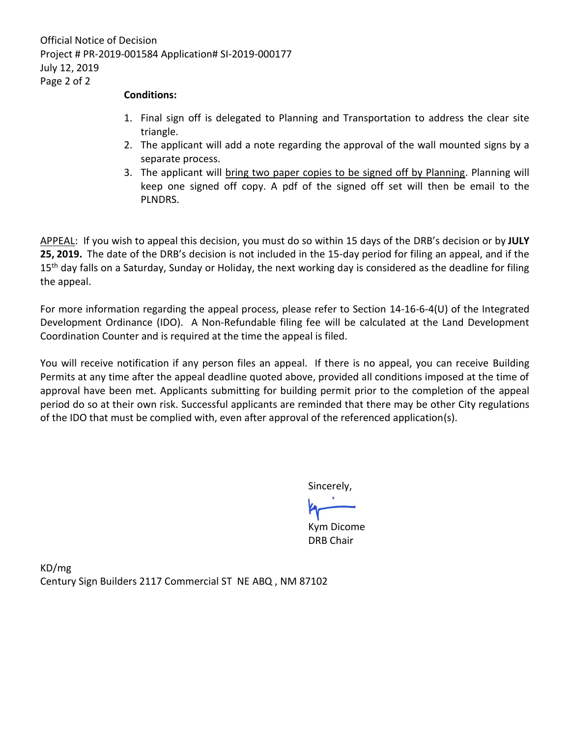**Conditions:**

1. Final sign off is delegated to Planning and Transportation to address the clear site triangle.
2. The applicant will add a note regarding the approval of the wall mounted signs by a separate process.
3. The applicant will bring two paper copies to be signed off by Planning. Planning will keep one signed off copy. A pdf of the signed off set will then be email to the PLNDRS.

APPEAL: If you wish to appeal this decision, you must do so within 15 days of the DRB's decision or by **JULY 25, 2019.** The date of the DRB's decision is not included in the 15-day period for filing an appeal, and if the 15th day falls on a Saturday, Sunday or Holiday, the next working day is considered as the deadline for filing the appeal.

For more information regarding the appeal process, please refer to Section 14-16-6-4(U) of the Integrated Development Ordinance (IDO). A Non-Refundable filing fee will be calculated at the Land Development Coordination Counter and is required at the time the appeal is filed.

You will receive notification if any person files an appeal. If there is no appeal, you can receive Building Permits at any time after the appeal deadline quoted above, provided all conditions imposed at the time of approval have been met. Applicants submitting for building permit prior to the completion of the appeal period do so at their own risk. Successful applicants are reminded that there may be other City regulations of the IDO that must be complied with, even after approval of the referenced application(s).

Sincerely,

Kym Dicome
DRB Chair

KD/mg
Century Sign Builders 2117 Commercial ST NE ABQ , NM 87102